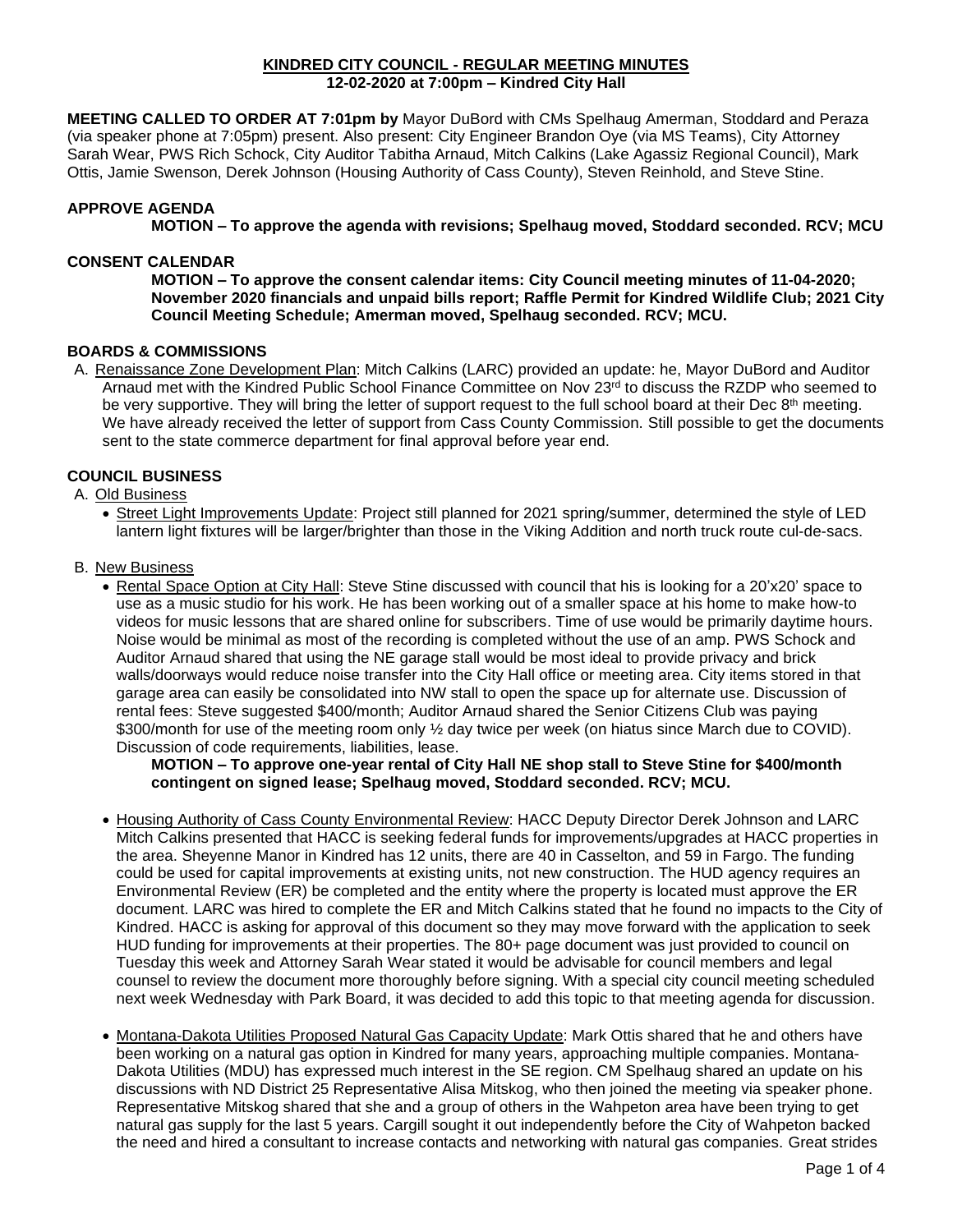**KINDRED CITY COUNCIL - REGULAR MEETING MINUTES**
**12-02-2020 at 7:00pm – Kindred City Hall**

**MEETING CALLED TO ORDER AT 7:01pm by** Mayor DuBord with CMs Spelhaug Amerman, Stoddard and Peraza (via speaker phone at 7:05pm) present. Also present: City Engineer Brandon Oye (via MS Teams), City Attorney Sarah Wear, PWS Rich Schock, City Auditor Tabitha Arnaud, Mitch Calkins (Lake Agassiz Regional Council), Mark Ottis, Jamie Swenson, Derek Johnson (Housing Authority of Cass County), Steven Reinhold, and Steve Stine.

**APPROVE AGENDA**

**MOTION – To approve the agenda with revisions; Spelhaug moved, Stoddard seconded. RCV; MCU**

**CONSENT CALENDAR**

**MOTION – To approve the consent calendar items: City Council meeting minutes of 11-04-2020; November 2020 financials and unpaid bills report; Raffle Permit for Kindred Wildlife Club; 2021 City Council Meeting Schedule; Amerman moved, Spelhaug seconded. RCV; MCU.**

**BOARDS & COMMISSIONS**

A. Renaissance Zone Development Plan: Mitch Calkins (LARC) provided an update: he, Mayor DuBord and Auditor Arnaud met with the Kindred Public School Finance Committee on Nov 23rd to discuss the RZDP who seemed to be very supportive. They will bring the letter of support request to the full school board at their Dec 8th meeting. We have already received the letter of support from Cass County Commission. Still possible to get the documents sent to the state commerce department for final approval before year end.

**COUNCIL BUSINESS**

A. Old Business

- Street Light Improvements Update: Project still planned for 2021 spring/summer, determined the style of LED lantern light fixtures will be larger/brighter than those in the Viking Addition and north truck route cul-de-sacs.

B. New Business

- Rental Space Option at City Hall: Steve Stine discussed with council that his is looking for a 20'x20' space to use as a music studio for his work. He has been working out of a smaller space at his home to make how-to videos for music lessons that are shared online for subscribers. Time of use would be primarily daytime hours. Noise would be minimal as most of the recording is completed without the use of an amp. PWS Schock and Auditor Arnaud shared that using the NE garage stall would be most ideal to provide privacy and brick walls/doorways would reduce noise transfer into the City Hall office or meeting area. City items stored in that garage area can easily be consolidated into NW stall to open the space up for alternate use. Discussion of rental fees: Steve suggested $400/month; Auditor Arnaud shared the Senior Citizens Club was paying $300/month for use of the meeting room only ½ day twice per week (on hiatus since March due to COVID). Discussion of code requirements, liabilities, lease.

  **MOTION – To approve one-year rental of City Hall NE shop stall to Steve Stine for $400/month contingent on signed lease; Spelhaug moved, Stoddard seconded. RCV; MCU.**

- Housing Authority of Cass County Environmental Review: HACC Deputy Director Derek Johnson and LARC Mitch Calkins presented that HACC is seeking federal funds for improvements/upgrades at HACC properties in the area. Sheyenne Manor in Kindred has 12 units, there are 40 in Casselton, and 59 in Fargo. The funding could be used for capital improvements at existing units, not new construction. The HUD agency requires an Environmental Review (ER) be completed and the entity where the property is located must approve the ER document. LARC was hired to complete the ER and Mitch Calkins stated that he found no impacts to the City of Kindred. HACC is asking for approval of this document so they may move forward with the application to seek HUD funding for improvements at their properties. The 80+ page document was just provided to council on Tuesday this week and Attorney Sarah Wear stated it would be advisable for council members and legal counsel to review the document more thoroughly before signing. With a special city council meeting scheduled next week Wednesday with Park Board, it was decided to add this topic to that meeting agenda for discussion.

- Montana-Dakota Utilities Proposed Natural Gas Capacity Update: Mark Ottis shared that he and others have been working on a natural gas option in Kindred for many years, approaching multiple companies. Montana-Dakota Utilities (MDU) has expressed much interest in the SE region. CM Spelhaug shared an update on his discussions with ND District 25 Representative Alisa Mitskog, who then joined the meeting via speaker phone. Representative Mitskog shared that she and a group of others in the Wahpeton area have been trying to get natural gas supply for the last 5 years. Cargill sought it out independently before the City of Wahpeton backed the need and hired a consultant to increase contacts and networking with natural gas companies. Great strides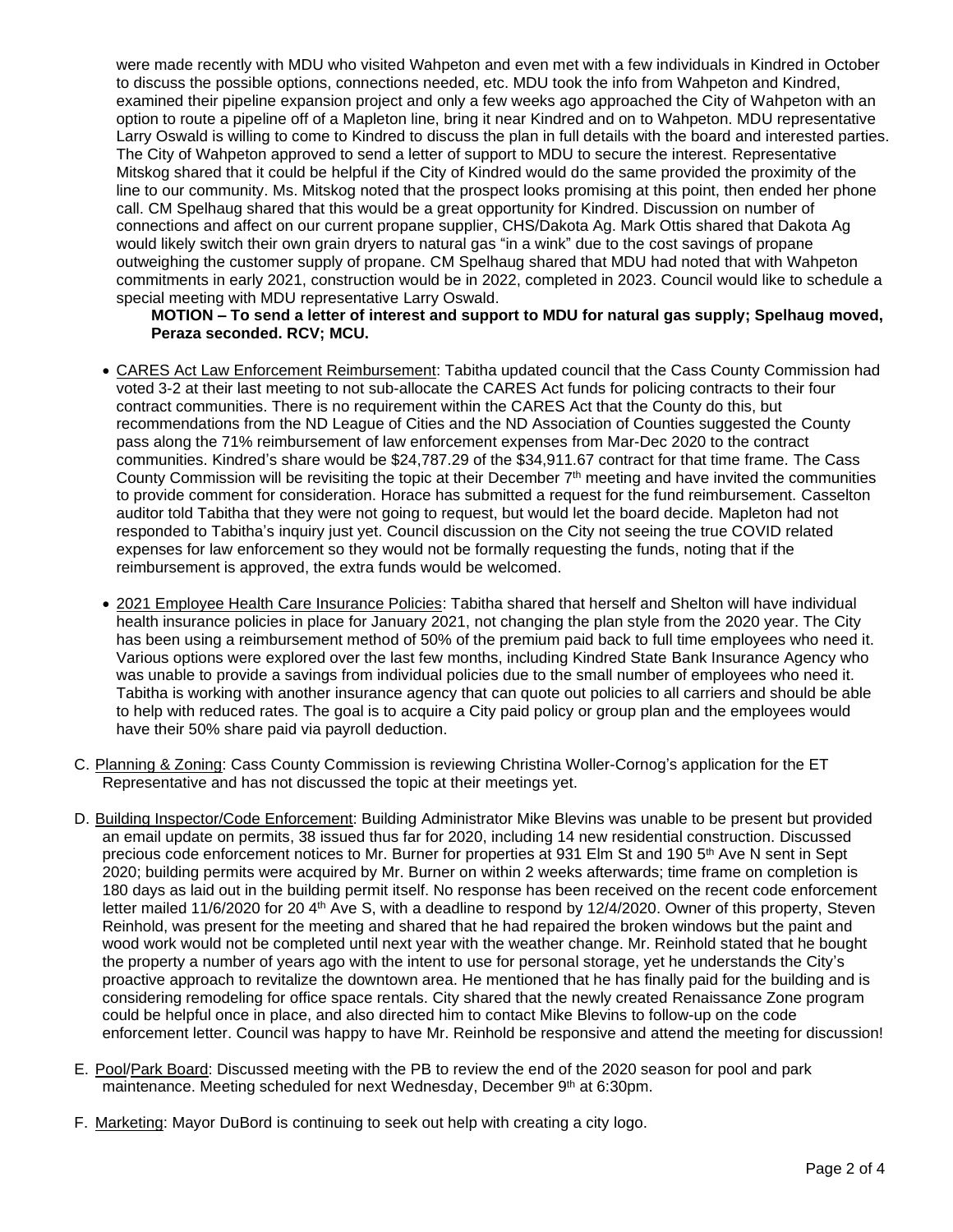were made recently with MDU who visited Wahpeton and even met with a few individuals in Kindred in October to discuss the possible options, connections needed, etc. MDU took the info from Wahpeton and Kindred, examined their pipeline expansion project and only a few weeks ago approached the City of Wahpeton with an option to route a pipeline off of a Mapleton line, bring it near Kindred and on to Wahpeton. MDU representative Larry Oswald is willing to come to Kindred to discuss the plan in full details with the board and interested parties. The City of Wahpeton approved to send a letter of support to MDU to secure the interest. Representative Mitskog shared that it could be helpful if the City of Kindred would do the same provided the proximity of the line to our community. Ms. Mitskog noted that the prospect looks promising at this point, then ended her phone call. CM Spelhaug shared that this would be a great opportunity for Kindred. Discussion on number of connections and affect on our current propane supplier, CHS/Dakota Ag. Mark Ottis shared that Dakota Ag would likely switch their own grain dryers to natural gas "in a wink" due to the cost savings of propane outweighing the customer supply of propane. CM Spelhaug shared that MDU had noted that with Wahpeton commitments in early 2021, construction would be in 2022, completed in 2023. Council would like to schedule a special meeting with MDU representative Larry Oswald.

**MOTION – To send a letter of interest and support to MDU for natural gas supply; Spelhaug moved, Peraza seconded. RCV; MCU.**

- CARES Act Law Enforcement Reimbursement: Tabitha updated council that the Cass County Commission had voted 3-2 at their last meeting to not sub-allocate the CARES Act funds for policing contracts to their four contract communities. There is no requirement within the CARES Act that the County do this, but recommendations from the ND League of Cities and the ND Association of Counties suggested the County pass along the 71% reimbursement of law enforcement expenses from Mar-Dec 2020 to the contract communities. Kindred's share would be $24,787.29 of the $34,911.67 contract for that time frame. The Cass County Commission will be revisiting the topic at their December 7th meeting and have invited the communities to provide comment for consideration. Horace has submitted a request for the fund reimbursement. Casselton auditor told Tabitha that they were not going to request, but would let the board decide. Mapleton had not responded to Tabitha's inquiry just yet. Council discussion on the City not seeing the true COVID related expenses for law enforcement so they would not be formally requesting the funds, noting that if the reimbursement is approved, the extra funds would be welcomed.

- 2021 Employee Health Care Insurance Policies: Tabitha shared that herself and Shelton will have individual health insurance policies in place for January 2021, not changing the plan style from the 2020 year. The City has been using a reimbursement method of 50% of the premium paid back to full time employees who need it. Various options were explored over the last few months, including Kindred State Bank Insurance Agency who was unable to provide a savings from individual policies due to the small number of employees who need it. Tabitha is working with another insurance agency that can quote out policies to all carriers and should be able to help with reduced rates. The goal is to acquire a City paid policy or group plan and the employees would have their 50% share paid via payroll deduction.

C. Planning & Zoning: Cass County Commission is reviewing Christina Woller-Cornog's application for the ET Representative and has not discussed the topic at their meetings yet.

D. Building Inspector/Code Enforcement: Building Administrator Mike Blevins was unable to be present but provided an email update on permits, 38 issued thus far for 2020, including 14 new residential construction. Discussed precious code enforcement notices to Mr. Burner for properties at 931 Elm St and 190 5th Ave N sent in Sept 2020; building permits were acquired by Mr. Burner on within 2 weeks afterwards; time frame on completion is 180 days as laid out in the building permit itself. No response has been received on the recent code enforcement letter mailed 11/6/2020 for 20 4th Ave S, with a deadline to respond by 12/4/2020. Owner of this property, Steven Reinhold, was present for the meeting and shared that he had repaired the broken windows but the paint and wood work would not be completed until next year with the weather change. Mr. Reinhold stated that he bought the property a number of years ago with the intent to use for personal storage, yet he understands the City's proactive approach to revitalize the downtown area. He mentioned that he has finally paid for the building and is considering remodeling for office space rentals. City shared that the newly created Renaissance Zone program could be helpful once in place, and also directed him to contact Mike Blevins to follow-up on the code enforcement letter. Council was happy to have Mr. Reinhold be responsive and attend the meeting for discussion!

E. Pool/Park Board: Discussed meeting with the PB to review the end of the 2020 season for pool and park maintenance. Meeting scheduled for next Wednesday, December 9th at 6:30pm.

F. Marketing: Mayor DuBord is continuing to seek out help with creating a city logo.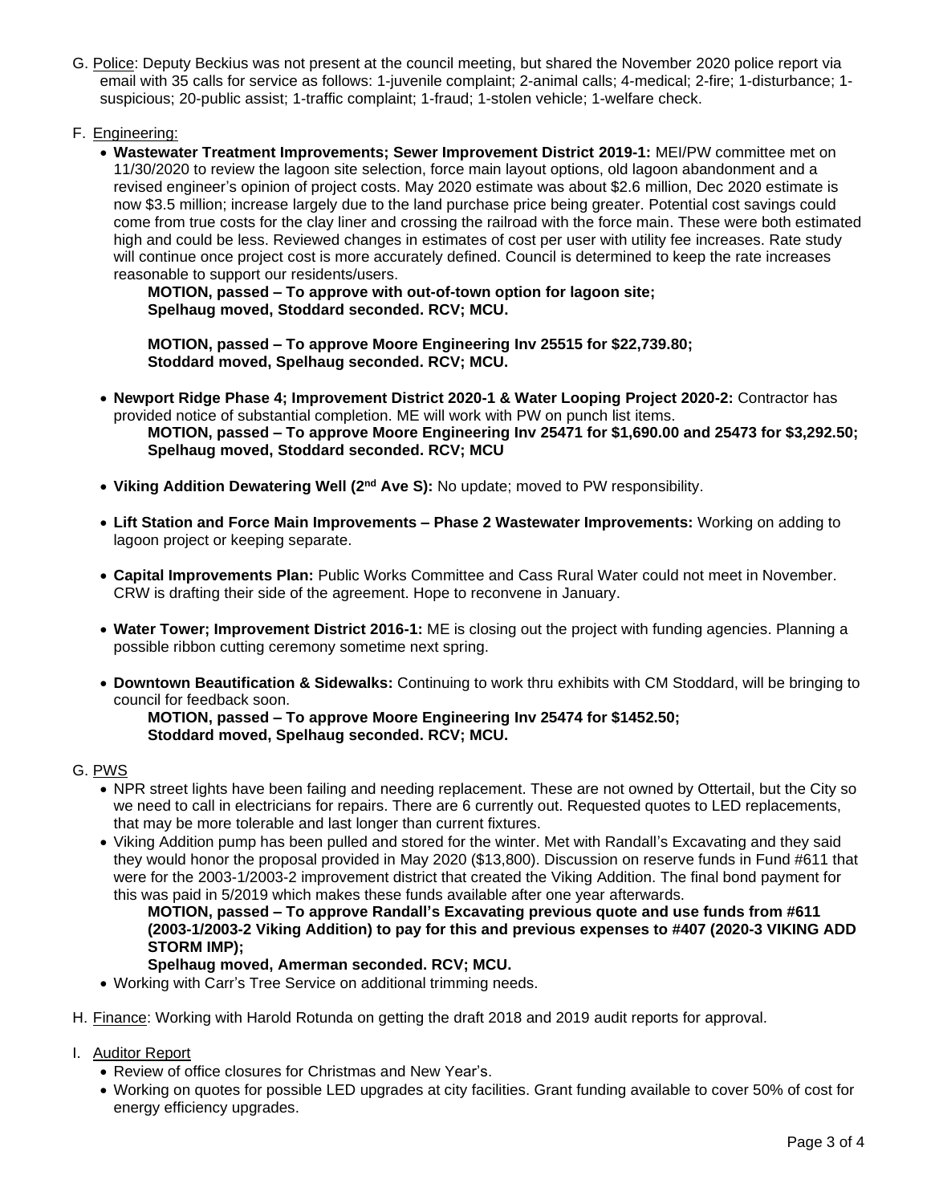G. <u>Police</u>: Deputy Beckius was not present at the council meeting, but shared the November 2020 police report via email with 35 calls for service as follows: 1-juvenile complaint; 2-animal calls; 4-medical; 2-fire; 1-disturbance; 1-suspicious; 20-public assist; 1-traffic complaint; 1-fraud; 1-stolen vehicle; 1-welfare check.

F. <u>Engineering:</u>

- **Wastewater Treatment Improvements; Sewer Improvement District 2019-1:** MEI/PW committee met on 11/30/2020 to review the lagoon site selection, force main layout options, old lagoon abandonment and a revised engineer's opinion of project costs. May 2020 estimate was about $2.6 million, Dec 2020 estimate is now $3.5 million; increase largely due to the land purchase price being greater. Potential cost savings could come from true costs for the clay liner and crossing the railroad with the force main. These were both estimated high and could be less. Reviewed changes in estimates of cost per user with utility fee increases. Rate study will continue once project cost is more accurately defined. Council is determined to keep the rate increases reasonable to support our residents/users.

  **MOTION, passed – To approve with out-of-town option for lagoon site;**
  **Spelhaug moved, Stoddard seconded. RCV; MCU.**

  **MOTION, passed – To approve Moore Engineering Inv 25515 for $22,739.80;**
  **Stoddard moved, Spelhaug seconded. RCV; MCU.**

- **Newport Ridge Phase 4; Improvement District 2020-1 & Water Looping Project 2020-2:** Contractor has provided notice of substantial completion. ME will work with PW on punch list items.
  **MOTION, passed – To approve Moore Engineering Inv 25471 for $1,690.00 and 25473 for $3,292.50;**
  **Spelhaug moved, Stoddard seconded. RCV; MCU**

- **Viking Addition Dewatering Well (2nd Ave S):** No update; moved to PW responsibility.

- **Lift Station and Force Main Improvements – Phase 2 Wastewater Improvements:** Working on adding to lagoon project or keeping separate.

- **Capital Improvements Plan:** Public Works Committee and Cass Rural Water could not meet in November. CRW is drafting their side of the agreement. Hope to reconvene in January.

- **Water Tower; Improvement District 2016-1:** ME is closing out the project with funding agencies. Planning a possible ribbon cutting ceremony sometime next spring.

- **Downtown Beautification & Sidewalks:** Continuing to work thru exhibits with CM Stoddard, will be bringing to council for feedback soon.
  **MOTION, passed – To approve Moore Engineering Inv 25474 for $1452.50;**
  **Stoddard moved, Spelhaug seconded. RCV; MCU.**

G. <u>PWS</u>

- NPR street lights have been failing and needing replacement. These are not owned by Ottertail, but the City so we need to call in electricians for repairs. There are 6 currently out. Requested quotes to LED replacements, that may be more tolerable and last longer than current fixtures.
- Viking Addition pump has been pulled and stored for the winter. Met with Randall's Excavating and they said they would honor the proposal provided in May 2020 ($13,800). Discussion on reserve funds in Fund #611 that were for the 2003-1/2003-2 improvement district that created the Viking Addition. The final bond payment for this was paid in 5/2019 which makes these funds available after one year afterwards.
  **MOTION, passed – To approve Randall's Excavating previous quote and use funds from #611 (2003-1/2003-2 Viking Addition) to pay for this and previous expenses to #407 (2020-3 VIKING ADD STORM IMP);**
  **Spelhaug moved, Amerman seconded. RCV; MCU.**
- Working with Carr's Tree Service on additional trimming needs.

H. <u>Finance</u>: Working with Harold Rotunda on getting the draft 2018 and 2019 audit reports for approval.

I. <u>Auditor Report</u>

- Review of office closures for Christmas and New Year's.
- Working on quotes for possible LED upgrades at city facilities. Grant funding available to cover 50% of cost for energy efficiency upgrades.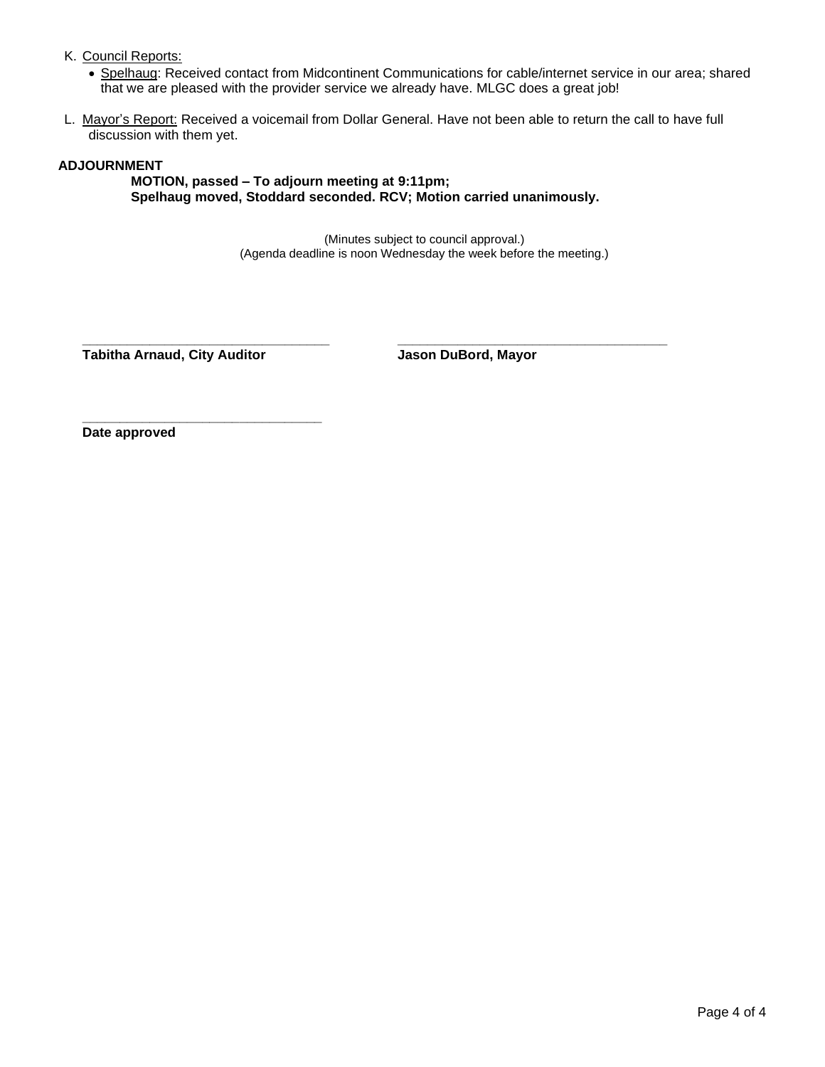K. Council Reports:
   - Spelhaug: Received contact from Midcontinent Communications for cable/internet service in our area; shared that we are pleased with the provider service we already have. MLGC does a great job!

L. Mayor's Report: Received a voicemail from Dollar General. Have not been able to return the call to have full discussion with them yet.

**ADJOURNMENT**

**MOTION, passed – To adjourn meeting at 9:11pm;**
**Spelhaug moved, Stoddard seconded. RCV; Motion carried unanimously.**

(Minutes subject to council approval.)
(Agenda deadline is noon Wednesday the week before the meeting.)

\_\_\_\_\_\_\_\_\_\_\_\_\_\_\_\_\_\_\_\_\_\_\_\_\_\_\_\_\_\_\_\_\_\_
**Tabitha Arnaud, City Auditor**

\_\_\_\_\_\_\_\_\_\_\_\_\_\_\_\_\_\_\_\_\_\_\_\_\_\_\_\_\_\_\_\_\_\_
**Jason DuBord, Mayor**

\_\_\_\_\_\_\_\_\_\_\_\_\_\_\_\_\_\_\_\_\_\_\_\_\_\_\_\_\_\_\_\_\_\_
**Date approved**